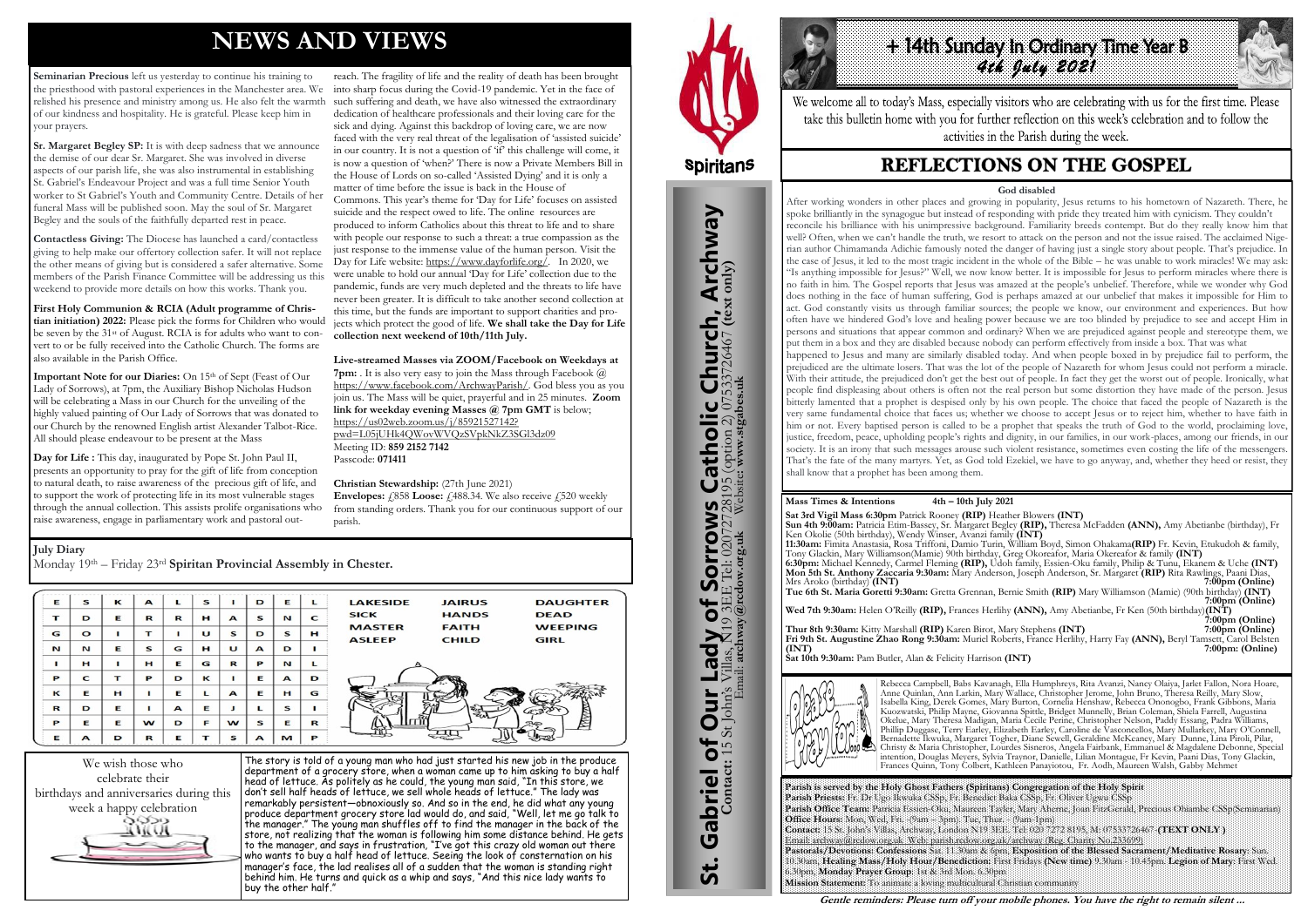# NEWS AND VIEWS

**Seminarian Precious** left us yesterday to continue his training to the priesthood with pastoral experiences in the Manchester area. We relished his presence and ministry among us. He also felt the warmth of our kindness and hospitality. He is grateful. Please keep him in your prayers.

**Sr. Margaret Begley SP:** It is with deep sadness that we announce the demise of our dear Sr. Margaret. She was involved in diverse aspects of our parish life, she was also instrumental in establishing St. Gabriel's Endeavour Project and was a full time Senior Youth worker to St Gabriel's Youth and Community Centre. Details of her funeral Mass will be published soon. May the soul of Sr. Margaret Begley and the souls of the faithfully departed rest in peace.

**Contactless Giving:** The Diocese has launched a card/contactless giving to help make our offertory collection safer. It will not replace the other means of giving but is considered a safer alternative. Some members of the Parish Finance Committee will be addressing us this weekend to provide more details on how this works. Thank you.

**First Holy Communion & RCIA (Adult programme of Christian initiation) 2022:** Please pick the forms for Children who would be seven by the 31st of August. RCIA is for adults who want to convert to or be fully received into the Catholic Church. The forms are also available in the Parish Office.

**Important Note for our Diaries:** On 15th of Sept (Feast of Our Lady of Sorrows), at 7pm, the Auxiliary Bishop Nicholas Hudson will be celebrating a Mass in our Church for the unveiling of the highly valued painting of Our Lady of Sorrows that was donated to our Church by the renowned English artist Alexander Talbot-Rice. All should please endeavour to be present at the Mass

**Day for Life :** This day, inaugurated by Pope St. John Paul II, presents an opportunity to pray for the gift of life from conception to natural death, to raise awareness of the precious gift of life, and to support the work of protecting life in its most vulnerable stages through the annual collection. This assists prolife organisations who raise awareness, engage in parliamentary work and pastoral outreach. The fragility of life and the reality of death has been brought into sharp focus during the Covid-19 pandemic. Yet in the face of such suffering and death, we have also witnessed the extraordinary dedication of healthcare professionals and their loving care for the sick and dying. Against this backdrop of loving care, we are now faced with the very real threat of the legalisation of 'assisted suicide' in our country. It is not a question of 'if' this challenge will come, it is now a question of 'when?' There is now a Private Members Bill in the House of Lords on so-called 'Assisted Dying' and it is only a matter of time before the issue is back in the House of Commons. This year's theme for 'Day for Life' focuses on assisted suicide and the respect owed to life. The online resources are produced to inform Catholics about this threat to life and to share with people our response to such a threat: a true compassion as the just response to the immense value of the human person. Visit the Day for Life website: https://www.dayforlife.org/. In 2020, we were unable to hold our annual 'Day for Life' collection due to the pandemic, funds are very much depleted and the threats to life have never been greater. It is difficult to take another second collection at this time, but the funds are important to support charities and projects which protect the good of life. **We shall take the Day for Life collection next weekend of 10th/11th July.**

**Live-streamed Masses via ZOOM/Facebook on Weekdays at 7pm:** . It is also very easy to join the Mass through Facebook @ https://www.facebook.com/ArchwayParish/. God bless you as you join us. The Mass will be quiet, prayerful and in 25 minutes. **Zoom link for weekday evening Masses @ 7pm GMT** is below; https://us02web.zoom.us/j/85921527142?pwd=L05jUHk4QWovWVQzSVpkNkZ3SGl3dz09
Meeting ID: **859 2152 7142**
Passcode: **071411**

**Christian Stewardship:** (27th June 2021)
**Envelopes:** £858 **Loose:** £488.34. We also receive £520 weekly from standing orders. Thank you for our continuous support of our parish.

**July Diary**
Monday 19th – Friday 23rd **Spiritan Provincial Assembly in Chester.**

| E | S | K | A | L | S | I | D | E | L |
|---|---|---|---|---|---|---|---|---|---|
| T | D | E | R | R | H | A | S | N | C |
| G | O | I | T | I | U | S | D | S | H |
| N | N | E | S | G | H | U | A | D | I |
| I | H | I | H | E | G | R | P | N | L |
| P | C | T | P | D | K | I | E | A | D |
| K | E | H | I | E | L | A | E | H | G |
| R | D | E | I | A | E | J | L | S | I |
| P | E | E | W | D | F | W | S | E | R |
| E | A | D | R | E | T | S | A | M | P |

LAKESIDE, JAIRUS, DAUGHTER, SICK, HANDS, DEAD, MASTER, FAITH, WEEPING, ASLEEP, CHILD, GIRL

We wish those who celebrate their birthdays and anniversaries during this week a happy celebration

The story is told of a young man who had just started his new job in the produce department of a grocery store, when a woman came up to him asking to buy a half head of lettuce. As politely as he could, the young man said, "In this store, we don't sell half heads of lettuce, we sell whole heads of lettuce." The lady was remarkably persistent—obnoxiously so. And so in the end, he did what any young produce department grocery store lad would do, and said, "Well, let me go talk to the manager." The young man shuffles off to find the manager in the back of the store, not realizing that the woman is following him some distance behind. He gets to the manager, and says in frustration, "I've got this crazy old woman out there who wants to buy a half of lettuce. Seeing the look of consternation on his manager's face, the lad realises all of a sudden that the woman is standing right behind him. He turns and quick as a whip and says, "And this nice lady wants to buy the other half."

**St. Gabriel of Our Lady of Sorrows Catholic Church, Archway**
**Contact:** 15 St John's Villas, N19 3EE Tel: 02072728195 (option 2) 07533726467 **(text only)**
Email: **archway@rcdow.org.uk** Website: **www.stgabes.uk**

Spiritans

# + 14th Sunday In Ordinary Time Year B
## 4th July 2021

We welcome all to today's Mass, especially visitors who are celebrating with us for the first time. Please take this bulletin home with you for further reflection on this week's celebration and to follow the activities in the Parish during the week.

# REFLECTIONS ON THE GOSPEL

**God disabled**

After working wonders in other places and growing in popularity, Jesus returns to his hometown of Nazareth. There, he spoke brilliantly in the synagogue but instead of responding with pride they treated him with cynicism. They couldn't reconcile his brilliance with his unimpressive background. Familiarity breeds contempt. But do they really know him that well? Often, when we can't handle the truth, we resort to attack on the person and not the issue raised. The acclaimed Nigerian author Chimamanda Adichie famously noted the danger of having just a single story about people. That's prejudice. In the case of Jesus, it led to the most tragic incident in the whole of the Bible – he was unable to work miracles! We may ask: "Is anything impossible for Jesus?" Well, we now know better. It is impossible for Jesus to perform miracles where there is no faith in him. The Gospel reports that Jesus was amazed at the people's unbelief. Therefore, while we wonder why God does nothing in the face of human suffering, God is perhaps amazed at our unbelief that makes it impossible for Him to act. God constantly visits us through familiar sources; the people we know, our environment and experiences. But how often have we hindered God's love and healing power because we are too blinded by prejudice to see and accept Him in persons and situations that appear common and ordinary? When we are prejudiced against people and stereotype them, we put them in a box and they are disabled because nobody can perform effectively from inside a box. That was what happened to Jesus and many are similarly disabled today. And when people boxed in by prejudice fail to perform, the prejudiced are the ultimate losers. That was the lot of the people of Nazareth for whom Jesus could not perform a miracle. With their attitude, the prejudiced don't get the best out of people. In fact they get the worst out of people. Ironically, what people find displeasing about others is often not the real person but some distortion they have made of the person. Jesus bitterly lamented that a prophet is despised only by his own people. The choice that faced the people of Nazareth is the very same fundamental choice that faces us; whether we choose to accept Jesus or to reject him, whether to have faith in him or not. Every baptised person is called to be a prophet that speaks the truth of God to the world, proclaiming love, justice, freedom, peace, upholding people's rights and dignity, in our families, in our work-places, among our friends, in our society. It is an irony that such messages arouse such violent resistance, sometimes even costing the life of the messengers. That's the fate of the many martyrs. Yet, as God told Ezekiel, we have to go anyway, and, whether they heed or resist, they shall know that a prophet has been among them.

**Mass Times & Intentions 4th – 10th July 2021**

**Sat 3rd Vigil Mass 6:30pm** Patrick Rooney **(RIP)** Heather Blowers **(INT)**
**Sun 4th 9:00am:** Patricia Etim-Bassey, Sr. Margaret Begley **(RIP),** Theresa McFadden **(ANN),** Amy Abetianbe (birthday), Fr Ken Okolie (50th birthday), Wendy Winser, Avanzi family **(INT)**
**11:30am:** Fimita Anastasia, Rosa Triffoni, Damio Turin, William Boyd, Simon Ohakama**(RIP)** Fr. Kevin, Etukudoh & family, Tony Glackin, Mary Williamson(Mamie) 90th birthday, Greg Okoreafor, Maria Okereafor & family **(INT)**
**6:30pm:** Michael Kennedy, Carmel Fleming **(RIP),** Udoh family, Essien-Oku family, Philip & Tunu, Ekanem & Uche **(INT)**
**Mon 5th St. Anthony Zaccaria 9:30am:** Mary Anderson, Joseph Anderson, Sr. Margaret **(RIP)** Rita Rawlings, Paani Dias, Mrs Aroko (birthday) **(INT)** **7:00pm (Online)**
**Tue 6th St. Maria Goretti 9:30am:** Gretta Grennan, Bernie Smith **(RIP)** Mary Williamson (Mamie) (90th birthday) **(INT)** **7:00pm (Online)**
**Wed 7th 9:30am:** Helen O'Reilly **(RIP),** Frances Herlihy **(ANN),** Amy Abetianbe, Fr Ken (50th birthday)**(INT)** **7:00pm (Online)**
**Thur 8th 9:30am:** Kitty Marshall **(RIP)** Karen Birot, Mary Stephens **(INT)** **7:00pm (Online)**
**Fri 9th St. Augustine Zhao Rong 9:30am:** Muriel Roberts, France Herlihy, Harry Fay **(ANN),** Beryl Tamsett, Carol Belsten **(INT)** **7:00pm: (Online)**
**Sat 10th 9:30am:** Pam Butler, Alan & Felicity Harrison **(INT)**

Please Pray for:
Rebecca Campbell, Babs Kavanagh, Ella Humphreys, Rita Avanzi, Nancy Olaiya, Jarlet Fallon, Nora Hoare, Anne Quinlan, Ann Larkin, Mary Wallace, Christopher Jerome, John Bruno, Theresa Reilly, Mary Slow, Isabella King, Derek Gomes, Mary Burton, Cornelia Henshaw, Rebecca Ononogbo, Frank Gibbons, Maria Kuozwatski, Philip Mayne, Giovanna Spittle, Bridget Munnelly, Brian Coleman, Shiela Farrell, Augustina Okelue, Mary Theresa Madigan, Maria Cecile Perine, Christopher Nelson, Paddy Essang, Padra Williams, Phillip Duggase, Terry Earley, Elizabeth Earley, Caroline de Vasconcellos, Mary Mullarkey, Mary O'Connell, Bernadette Ikwuka, Margaret Togher, Diane Sewell, Geraldine McKeaney, Mary Dunne, Lina Piroli, Pilar, Christy & Maria Christopher, Lourdes Sisneros, Angela Fairbank, Emmanuel & Magdalene Debonne, Special intention, Douglas Meyers, Sylvia Traynor, Danielle, Lilian Montague, Fr Kevin, Paani Dias, Tony Glackin, Frances Quinn, Tony Colbert, Kathleen Panayiotou, Fr. Aodh, Maureen Walsh, Gabby Mehmet

**Parish is served by the Holy Ghost Fathers (Spiritans) Congregation of the Holy Spirit**
**Parish Priests:** Fr. Dr Ugo Ikwuka CSSp, Fr. Benedict Baka CSSp, Fr. Oliver Ugwu CSSp
**Parish Office Team:** Patricia Essien-Oku, Maureen Tayler, Mary Aherne, Joan FitzGerald, Precious Obiambe CSSp(Seminarian)
**Office Hours:** Mon, Wed, Fri. -(9am – 3pm). Tue, Thur. - (9am-1pm)
**Contact:** 15 St. John's Villas, Archway, London N19 3EE. Tel: 020 7272 8195, M: 07533726467 **(TEXT ONLY )**
Email: archway@rcdow.org.uk Web: parish.rcdow.org.uk/archway (Reg. Charity No 233699)
**Pastorals/Devotions: Confessions** Sat. 11.30am & 6pm, **Exposition of the Blessed Sacrament/Meditative Rosary**: Sun. 10.30am, **Healing Mass/Holy Hour/Benediction:** First Fridays **(New time)** 9.30am - 10.45pm. **Legion of Mary**: First Wed. 6.30pm, **Monday Prayer Group**: 1st & 3rd Mon. 6.30pm
**Mission Statement:** To animate a loving multicultural Christian community

*Gentle reminders: Please turn off your mobile phones. You have the right to remain silent ...*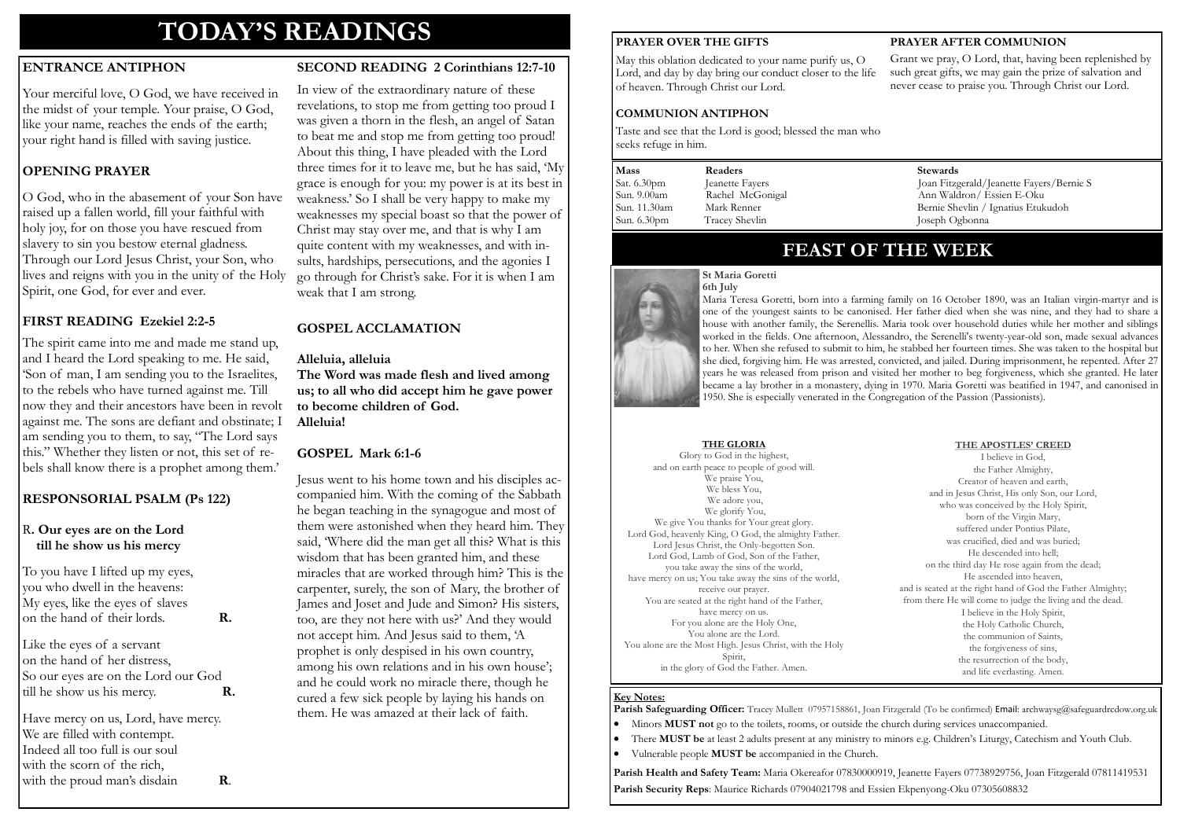# TODAY'S READINGS

## ENTRANCE ANTIPHON

Your merciful love, O God, we have received in the midst of your temple. Your praise, O God, like your name, reaches the ends of the earth; your right hand is filled with saving justice.

## OPENING PRAYER

O God, who in the abasement of your Son have raised up a fallen world, fill your faithful with holy joy, for on those you have rescued from slavery to sin you bestow eternal gladness. Through our Lord Jesus Christ, your Son, who lives and reigns with you in the unity of the Holy Spirit, one God, for ever and ever.

## FIRST READING Ezekiel 2:2-5

The spirit came into me and made me stand up, and I heard the Lord speaking to me. He said, 'Son of man, I am sending you to the Israelites, to the rebels who have turned against me. Till now they and their ancestors have been in revolt against me. The sons are defiant and obstinate; I am sending you to them, to say, "The Lord says this." Whether they listen or not, this set of rebels shall know there is a prophet among them.'

## RESPONSORIAL PSALM (Ps 122)

R**. Our eyes are on the Lord till he show us his mercy**

To you have I lifted up my eyes,
you who dwell in the heavens:
My eyes, like the eyes of slaves
on the hand of their lords. **R.**

Like the eyes of a servant
on the hand of her distress,
So our eyes are on the Lord our God
till he show us his mercy. **R.**

Have mercy on us, Lord, have mercy.
We are filled with contempt.
Indeed all too full is our soul
with the scorn of the rich,
with the proud man's disdain **R**.

## SECOND READING 2 Corinthians 12:7-10

In view of the extraordinary nature of these revelations, to stop me from getting too proud I was given a thorn in the flesh, an angel of Satan to beat me and stop me from getting too proud! About this thing, I have pleaded with the Lord three times for it to leave me, but he has said, 'My grace is enough for you: my power is at its best in weakness.' So I shall be very happy to make my weaknesses my special boast so that the power of Christ may stay over me, and that is why I am quite content with my weaknesses, and with insults, hardships, persecutions, and the agonies I go through for Christ's sake. For it is when I am weak that I am strong.

## GOSPEL ACCLAMATION

**Alleluia, alleluia**
**The Word was made flesh and lived among us; to all who did accept him he gave power to become children of God.**
**Alleluia!**

## GOSPEL Mark 6:1-6

Jesus went to his home town and his disciples accompanied him. With the coming of the Sabbath he began teaching in the synagogue and most of them were astonished when they heard him. They said, 'Where did the man get all this? What is this wisdom that has been granted him, and these miracles that are worked through him? This is the carpenter, surely, the son of Mary, the brother of James and Joset and Jude and Simon? His sisters, too, are they not here with us?' And they would not accept him. And Jesus said to them, 'A prophet is only despised in his own country, among his own relations and in his own house'; and he could work no miracle there, though he cured a few sick people by laying his hands on them. He was amazed at their lack of faith.

## PRAYER OVER THE GIFTS

May this oblation dedicated to your name purify us, O Lord, and day by day bring our conduct closer to the life of heaven. Through Christ our Lord.

## COMMUNION ANTIPHON

Taste and see that the Lord is good; blessed the man who seeks refuge in him.

## PRAYER AFTER COMMUNION

Grant we pray, O Lord, that, having been replenished by such great gifts, we may gain the prize of salvation and never cease to praise you. Through Christ our Lord.

| Mass | Readers | Stewards |
|---|---|---|
| Sat. 6.30pm | Jeanette Fayers | Joan Fitzgerald/Jeanette Fayers/Bernie S |
| Sun. 9.00am | Rachel McGonigal | Ann Waldron/ Essien E-Oku |
| Sun. 11.30am | Mark Renner | Bernie Shevlin / Ignatius Etukudoh |
| Sun. 6.30pm | Tracey Shevlin | Joseph Ogbonna |

# FEAST OF THE WEEK

**St Maria Goretti**
**6th July**

Maria Teresa Goretti, born into a farming family on 16 October 1890, was an Italian virgin-martyr and is one of the youngest saints to be canonised. Her father died when she was nine, and they had to share a house with another family, the Serenellis. Maria took over household duties while her mother and siblings worked in the fields. One afternoon, Alessandro, the Serenelli's twenty-year-old son, made sexual advances to her. When she refused to submit to him, he stabbed her fourteen times. She was taken to the hospital but she died, forgiving him. He was arrested, convicted, and jailed. During imprisonment, he repented. After 27 years he was released from prison and visited her mother to beg forgiveness, which she granted. He later became a lay brother in a monastery, dying in 1970. Maria Goretti was beatified in 1947, and canonised in 1950. She is especially venerated in the Congregation of the Passion (Passionists).

**THE GLORIA**

Glory to God in the highest,
and on earth peace to people of good will.
We praise You,
We bless You,
We adore you,
We glorify You,
We give You thanks for Your great glory.
Lord God, heavenly King, O God, the almighty Father.
Lord Jesus Christ, the Only-begotten Son.
Lord God, Lamb of God, Son of the Father,
you take away the sins of the world,
have mercy on us; You take away the sins of the world,
receive our prayer.
You are seated at the right hand of the Father,
have mercy on us.
For you alone are the Holy One,
You alone are the Lord.
You alone are the Most High. Jesus Christ, with the Holy Spirit,
in the glory of God the Father. Amen.

**THE APOSTLES' CREED**

I believe in God,
the Father Almighty,
Creator of heaven and earth,
and in Jesus Christ, His only Son, our Lord,
who was conceived by the Holy Spirit,
born of the Virgin Mary,
suffered under Pontius Pilate,
was crucified, died and was buried;
He descended into hell;
on the third day He rose again from the dead;
He ascended into heaven,
and is seated at the right hand of God the Father Almighty;
from there He will come to judge the living and the dead.
I believe in the Holy Spirit,
the Holy Catholic Church,
the communion of Saints,
the forgiveness of sins,
the resurrection of the body,
and life everlasting. Amen.

**Key Notes:**

**Parish Safeguarding Officer:** Tracey Mullett 07957158861, Joan Fitzgerald (To be confirmed) Email: archwaysg@safeguardrcdow.org.uk

- Minors **MUST not** go to the toilets, rooms, or outside the church during services unaccompanied.
- There **MUST be** at least 2 adults present at any ministry to minors e.g. Children's Liturgy, Catechism and Youth Club.
- Vulnerable people **MUST be** accompanied in the Church.

**Parish Health and Safety Team:** Maria Okereafor 07830000919, Jeanette Fayers 07738929756, Joan Fitzgerald 07811419531

**Parish Security Reps**: Maurice Richards 07904021798 and Essien Ekpenyong-Oku 07305608832